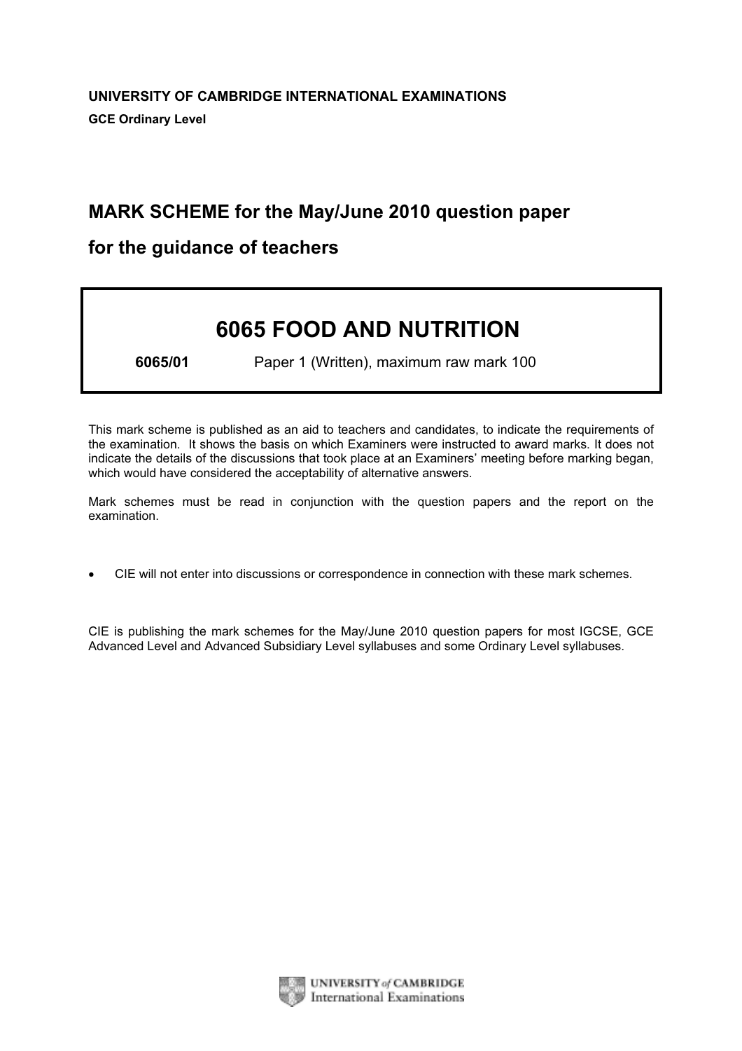**UNIVERSITY OF CAMBRIDGE INTERNATIONAL EXAMINATIONS**

**GCE Ordinary Level**

## MARK SCHEME for the May/June 2010 question paper

## for the guidance of teachers

# 6065 FOOD AND NUTRITION

**6065/01** Paper 1 (Written), maximum raw mark 100

This mark scheme is published as an aid to teachers and candidates, to indicate the requirements of the examination. It shows the basis on which Examiners were instructed to award marks. It does not indicate the details of the discussions that took place at an Examiners' meeting before marking began, which would have considered the acceptability of alternative answers.

Mark schemes must be read in conjunction with the question papers and the report on the examination.

- CIE will not enter into discussions or correspondence in connection with these mark schemes.

CIE is publishing the mark schemes for the May/June 2010 question papers for most IGCSE, GCE Advanced Level and Advanced Subsidiary Level syllabuses and some Ordinary Level syllabuses.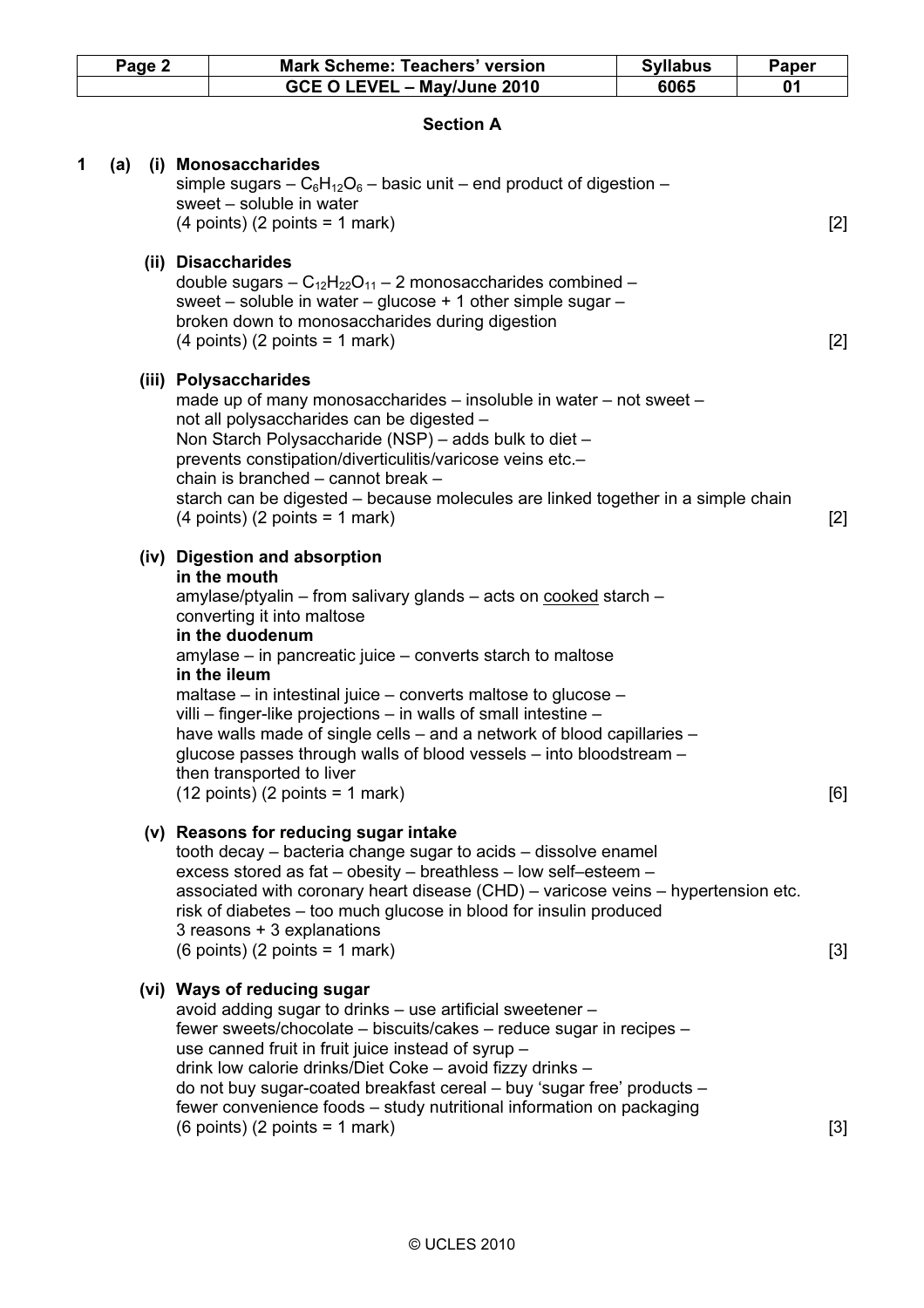## Section A

**1 (a) (i) Monosaccharides**

simple sugars – $C_6H_{12}O_6$ – basic unit – end product of digestion –
sweet – soluble in water
(4 points) (2 points = 1 mark) [2]

**(ii) Disaccharides**

double sugars – $C_{12}H_{22}O_{11}$ – 2 monosaccharides combined –
sweet – soluble in water – glucose + 1 other simple sugar –
broken down to monosaccharides during digestion
(4 points) (2 points = 1 mark) [2]

**(iii) Polysaccharides**

made up of many monosaccharides – insoluble in water – not sweet –
not all polysaccharides can be digested –
Non Starch Polysaccharide (NSP) – adds bulk to diet –
prevents constipation/diverticulitis/varicose veins etc.–
chain is branched – cannot break –
starch can be digested – because molecules are linked together in a simple chain
(4 points) (2 points = 1 mark) [2]

**(iv) Digestion and absorption**

**in the mouth**
amylase/ptyalin – from salivary glands – acts on cooked starch –
converting it into maltose
**in the duodenum**
amylase – in pancreatic juice – converts starch to maltose
**in the ileum**
maltase – in intestinal juice – converts maltose to glucose –
villi – finger-like projections – in walls of small intestine –
have walls made of single cells – and a network of blood capillaries –
glucose passes through walls of blood vessels – into bloodstream –
then transported to liver
(12 points) (2 points = 1 mark) [6]

**(v) Reasons for reducing sugar intake**

tooth decay – bacteria change sugar to acids – dissolve enamel
excess stored as fat – obesity – breathless – low self–esteem –
associated with coronary heart disease (CHD) – varicose veins – hypertension etc.
risk of diabetes – too much glucose in blood for insulin produced
3 reasons + 3 explanations
(6 points) (2 points = 1 mark) [3]

**(vi) Ways of reducing sugar**

avoid adding sugar to drinks – use artificial sweetener –
fewer sweets/chocolate – biscuits/cakes – reduce sugar in recipes –
use canned fruit in fruit juice instead of syrup –
drink low calorie drinks/Diet Coke – avoid fizzy drinks –
do not buy sugar-coated breakfast cereal – buy 'sugar free' products –
fewer convenience foods – study nutritional information on packaging
(6 points) (2 points = 1 mark) [3]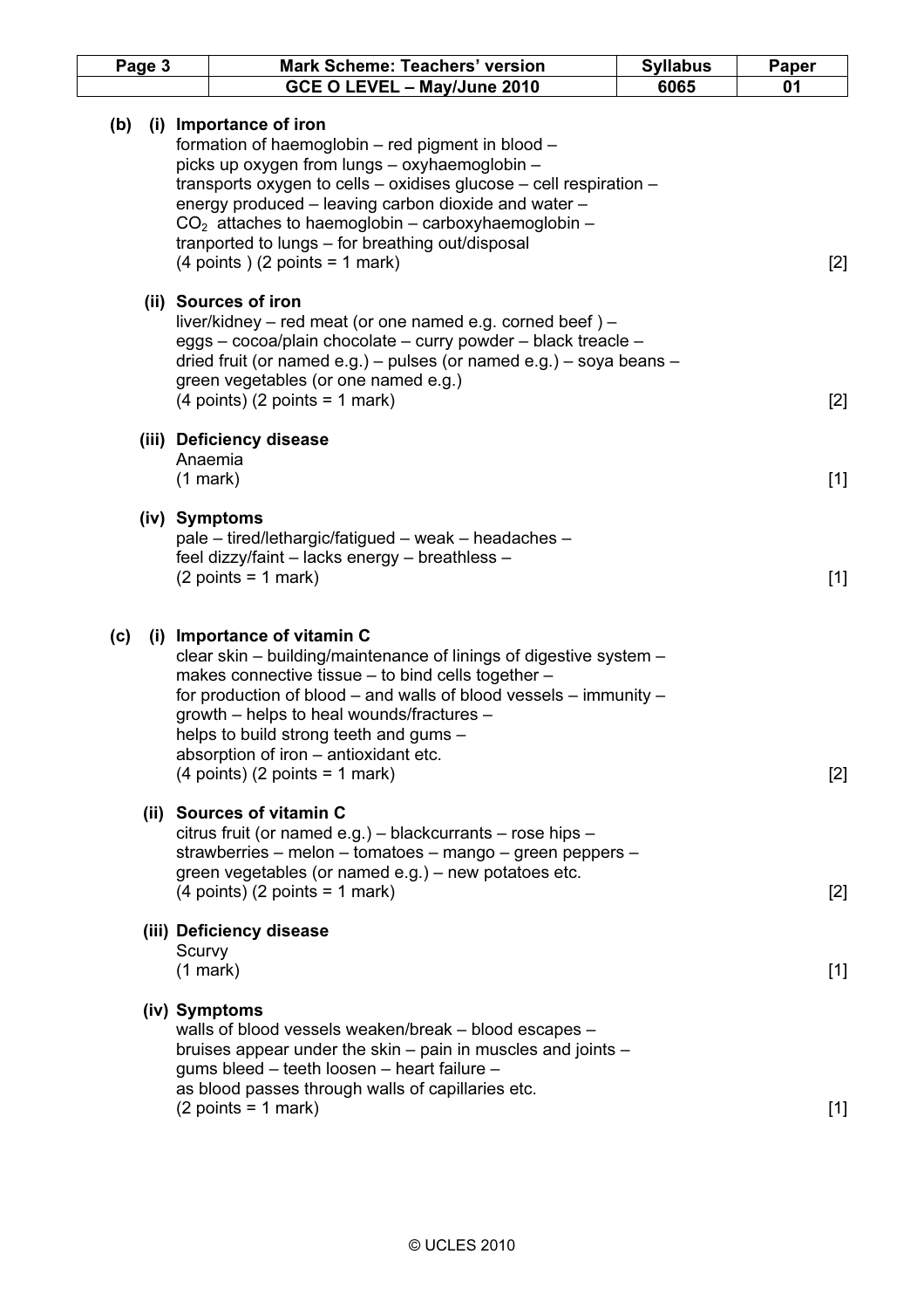**(b) (i) Importance of iron**

formation of haemoglobin – red pigment in blood –
picks up oxygen from lungs – oxyhaemoglobin –
transports oxygen to cells – oxidises glucose – cell respiration –
energy produced – leaving carbon dioxide and water –
$CO_2$ attaches to haemoglobin – carboxyhaemoglobin –
tranported to lungs – for breathing out/disposal
(4 points ) (2 points = 1 mark) [2]

**(ii) Sources of iron**

liver/kidney – red meat (or one named e.g. corned beef ) –
eggs – cocoa/plain chocolate – curry powder – black treacle –
dried fruit (or named e.g.) – pulses (or named e.g.) – soya beans –
green vegetables (or one named e.g.)
(4 points) (2 points = 1 mark) [2]

**(iii) Deficiency disease**

Anaemia
(1 mark) [1]

**(iv) Symptoms**

pale – tired/lethargic/fatigued – weak – headaches –
feel dizzy/faint – lacks energy – breathless –
(2 points = 1 mark) [1]

**(c) (i) Importance of vitamin C**

clear skin – building/maintenance of linings of digestive system –
makes connective tissue – to bind cells together –
for production of blood – and walls of blood vessels – immunity –
growth – helps to heal wounds/fractures –
helps to build strong teeth and gums –
absorption of iron – antioxidant etc.
(4 points) (2 points = 1 mark) [2]

**(ii) Sources of vitamin C**

citrus fruit (or named e.g.) – blackcurrants – rose hips –
strawberries – melon – tomatoes – mango – green peppers –
green vegetables (or named e.g.) – new potatoes etc.
(4 points) (2 points = 1 mark) [2]

**(iii) Deficiency disease**

Scurvy
(1 mark) [1]

**(iv) Symptoms**

walls of blood vessels weaken/break – blood escapes –
bruises appear under the skin – pain in muscles and joints –
gums bleed – teeth loosen – heart failure –
as blood passes through walls of capillaries etc.
(2 points = 1 mark) [1]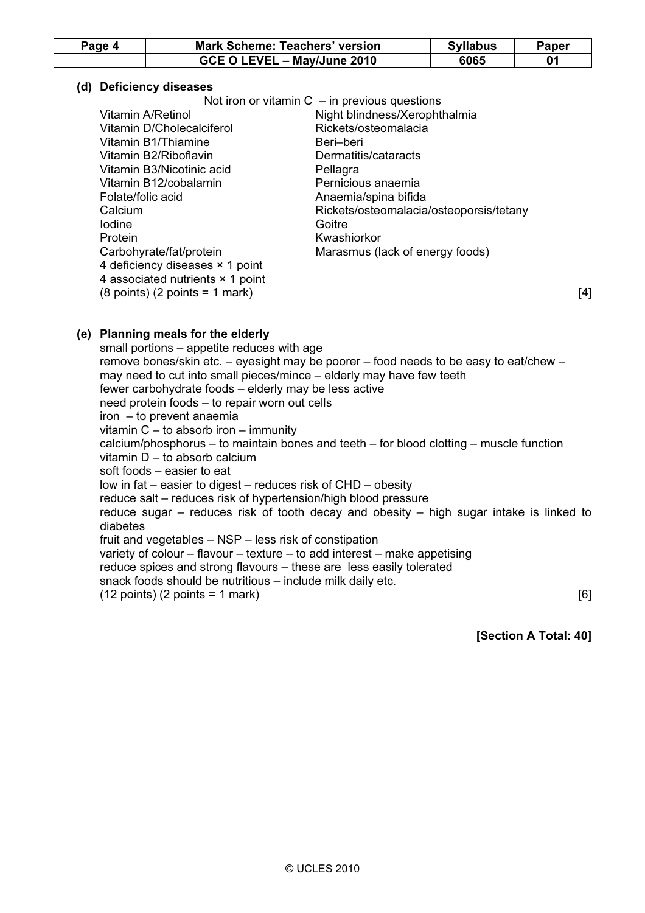**(d) Deficiency diseases**

Not iron or vitamin C – in previous questions

| | |
|---|---|
| Vitamin A/Retinol | Night blindness/Xerophthalmia |
| Vitamin D/Cholecalciferol | Rickets/osteomalacia |
| Vitamin B1/Thiamine | Beri–beri |
| Vitamin B2/Riboflavin | Dermatitis/cataracts |
| Vitamin B3/Nicotinic acid | Pellagra |
| Vitamin B12/cobalamin | Pernicious anaemia |
| Folate/folic acid | Anaemia/spina bifida |
| Calcium | Rickets/osteomalacia/osteoporsis/tetany |
| Iodine | Goitre |
| Protein | Kwashiorkor |
| Carbohyrate/fat/protein | Marasmus (lack of energy foods) |

4 deficiency diseases × 1 point
4 associated nutrients × 1 point
(8 points) (2 points = 1 mark) [4]

**(e) Planning meals for the elderly**

small portions – appetite reduces with age
remove bones/skin etc. – eyesight may be poorer – food needs to be easy to eat/chew – may need to cut into small pieces/mince – elderly may have few teeth
fewer carbohydrate foods – elderly may be less active
need protein foods – to repair worn out cells
iron – to prevent anaemia
vitamin C – to absorb iron – immunity
calcium/phosphorus – to maintain bones and teeth – for blood clotting – muscle function
vitamin D – to absorb calcium
soft foods – easier to eat
low in fat – easier to digest – reduces risk of CHD – obesity
reduce salt – reduces risk of hypertension/high blood pressure
reduce sugar – reduces risk of tooth decay and obesity – high sugar intake is linked to diabetes
fruit and vegetables – NSP – less risk of constipation
variety of colour – flavour – texture – to add interest – make appetising
reduce spices and strong flavours – these are less easily tolerated
snack foods should be nutritious – include milk daily etc.
(12 points) (2 points = 1 mark) [6]

**[Section A Total: 40]**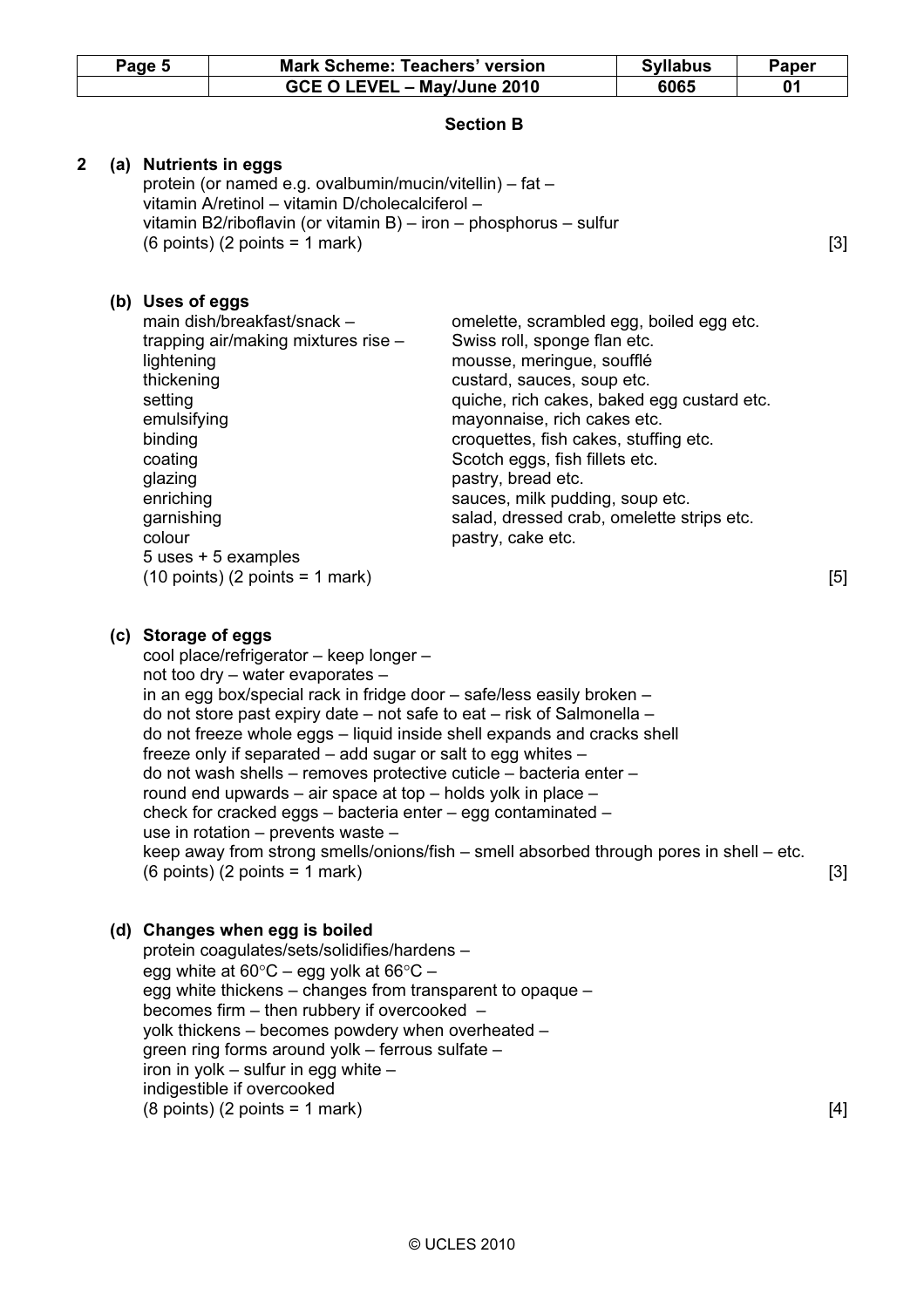## Section B

**2 (a) Nutrients in eggs**

protein (or named e.g. ovalbumin/mucin/vitellin) – fat –
vitamin A/retinol – vitamin D/cholecalciferol –
vitamin B2/riboflavin (or vitamin B) – iron – phosphorus – sulfur
(6 points) (2 points = 1 mark) [3]

**(b) Uses of eggs**

| | |
|---|---|
| main dish/breakfast/snack – | omelette, scrambled egg, boiled egg etc. |
| trapping air/making mixtures rise – | Swiss roll, sponge flan etc. |
| lightening | mousse, meringue, soufflé |
| thickening | custard, sauces, soup etc. |
| setting | quiche, rich cakes, baked egg custard etc. |
| emulsifying | mayonnaise, rich cakes etc. |
| binding | croquettes, fish cakes, stuffing etc. |
| coating | Scotch eggs, fish fillets etc. |
| glazing | pastry, bread etc. |
| enriching | sauces, milk pudding, soup etc. |
| garnishing | salad, dressed crab, omelette strips etc. |
| colour | pastry, cake etc. |

5 uses + 5 examples
(10 points) (2 points = 1 mark) [5]

**(c) Storage of eggs**

cool place/refrigerator – keep longer –
not too dry – water evaporates –
in an egg box/special rack in fridge door – safe/less easily broken –
do not store past expiry date – not safe to eat – risk of Salmonella –
do not freeze whole eggs – liquid inside shell expands and cracks shell
freeze only if separated – add sugar or salt to egg whites –
do not wash shells – removes protective cuticle – bacteria enter –
round end upwards – air space at top – holds yolk in place –
check for cracked eggs – bacteria enter – egg contaminated –
use in rotation – prevents waste –
keep away from strong smells/onions/fish – smell absorbed through pores in shell – etc.
(6 points) (2 points = 1 mark) [3]

**(d) Changes when egg is boiled**

protein coagulates/sets/solidifies/hardens –
egg white at 60°C – egg yolk at 66°C –
egg white thickens – changes from transparent to opaque –
becomes firm – then rubbery if overcooked –
yolk thickens – becomes powdery when overheated –
green ring forms around yolk – ferrous sulfate –
iron in yolk – sulfur in egg white –
indigestible if overcooked
(8 points) (2 points = 1 mark) [4]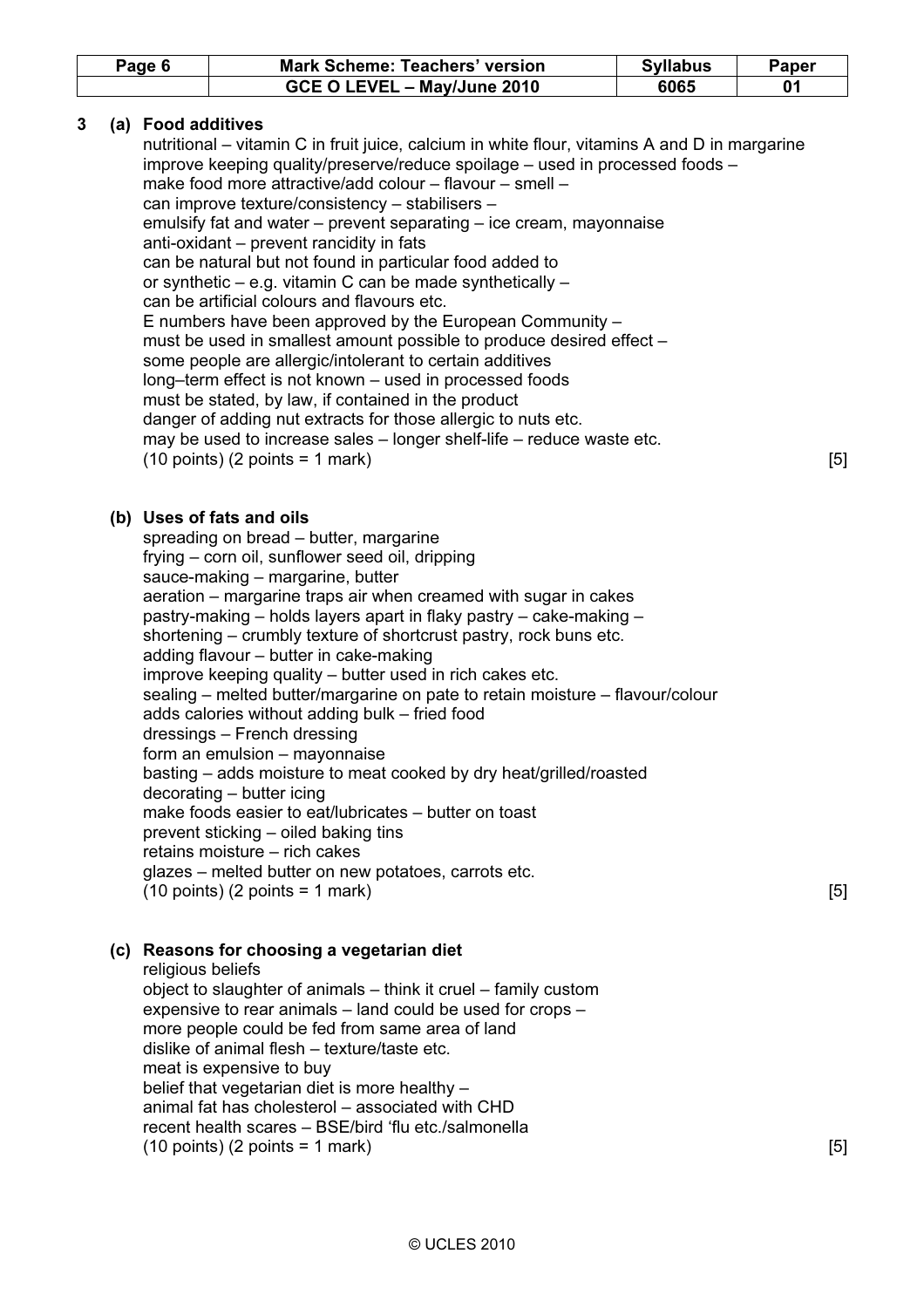**3 (a) Food additives**

nutritional – vitamin C in fruit juice, calcium in white flour, vitamins A and D in margarine
improve keeping quality/preserve/reduce spoilage – used in processed foods –
make food more attractive/add colour – flavour – smell –
can improve texture/consistency – stabilisers –
emulsify fat and water – prevent separating – ice cream, mayonnaise
anti-oxidant – prevent rancidity in fats
can be natural but not found in particular food added to
or synthetic – e.g. vitamin C can be made synthetically –
can be artificial colours and flavours etc.
E numbers have been approved by the European Community –
must be used in smallest amount possible to produce desired effect –
some people are allergic/intolerant to certain additives
long–term effect is not known – used in processed foods
must be stated, by law, if contained in the product
danger of adding nut extracts for those allergic to nuts etc.
may be used to increase sales – longer shelf-life – reduce waste etc.
(10 points) (2 points = 1 mark) [5]

**(b) Uses of fats and oils**

spreading on bread – butter, margarine
frying – corn oil, sunflower seed oil, dripping
sauce-making – margarine, butter
aeration – margarine traps air when creamed with sugar in cakes
pastry-making – holds layers apart in flaky pastry – cake-making –
shortening – crumbly texture of shortcrust pastry, rock buns etc.
adding flavour – butter in cake-making
improve keeping quality – butter used in rich cakes etc.
sealing – melted butter/margarine on pate to retain moisture – flavour/colour
adds calories without adding bulk – fried food
dressings – French dressing
form an emulsion – mayonnaise
basting – adds moisture to meat cooked by dry heat/grilled/roasted
decorating – butter icing
make foods easier to eat/lubricates – butter on toast
prevent sticking – oiled baking tins
retains moisture – rich cakes
glazes – melted butter on new potatoes, carrots etc.
(10 points) (2 points = 1 mark) [5]

**(c) Reasons for choosing a vegetarian diet**

religious beliefs
object to slaughter of animals – think it cruel – family custom
expensive to rear animals – land could be used for crops –
more people could be fed from same area of land
dislike of animal flesh – texture/taste etc.
meat is expensive to buy
belief that vegetarian diet is more healthy –
animal fat has cholesterol – associated with CHD
recent health scares – BSE/bird 'flu etc./salmonella
(10 points) (2 points = 1 mark) [5]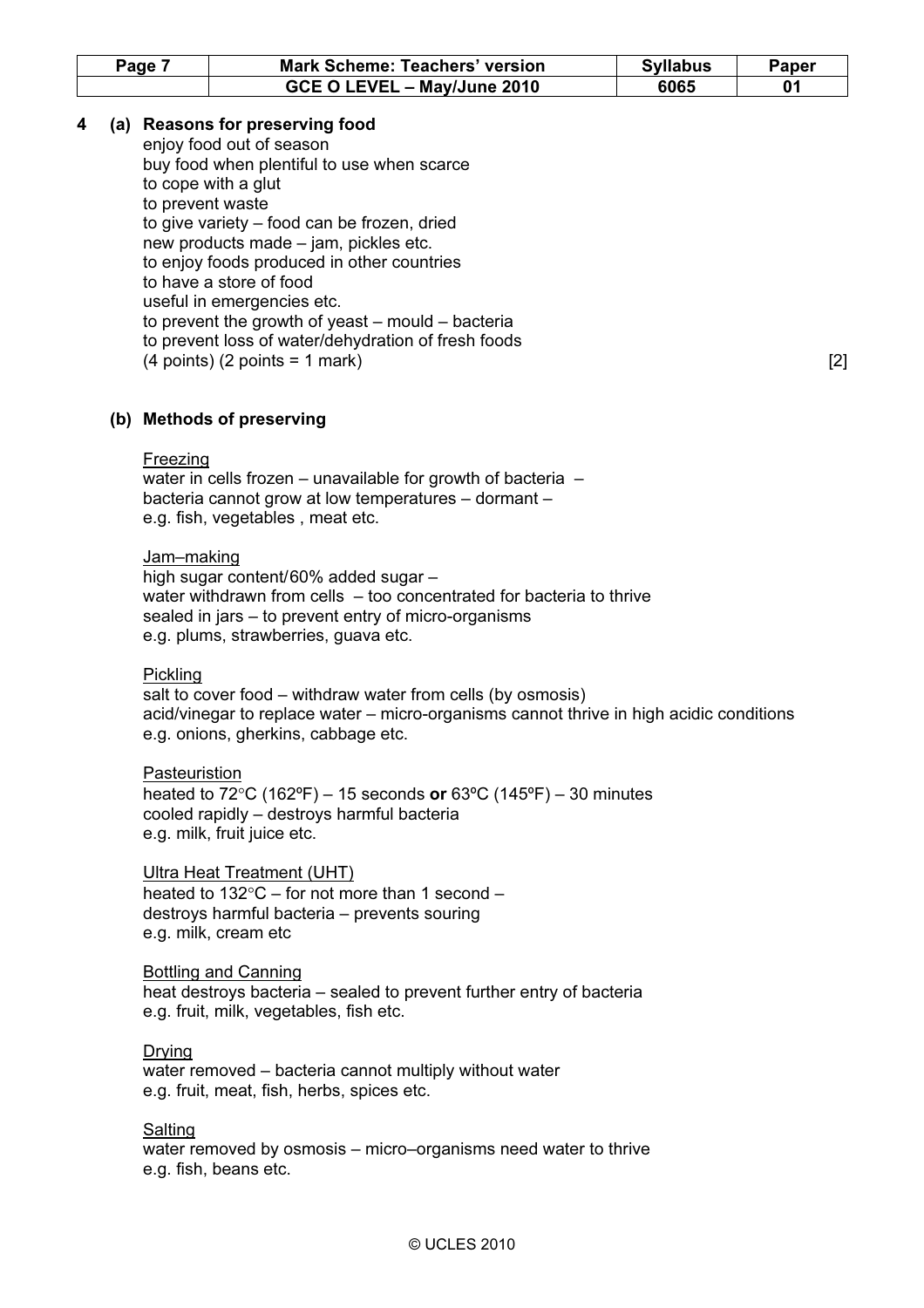**4 (a) Reasons for preserving food**

enjoy food out of season
buy food when plentiful to use when scarce
to cope with a glut
to prevent waste
to give variety – food can be frozen, dried
new products made – jam, pickles etc.
to enjoy foods produced in other countries
to have a store of food
useful in emergencies etc.
to prevent the growth of yeast – mould – bacteria
to prevent loss of water/dehydration of fresh foods
(4 points) (2 points = 1 mark) [2]

**(b) Methods of preserving**

Freezing
water in cells frozen – unavailable for growth of bacteria –
bacteria cannot grow at low temperatures – dormant –
e.g. fish, vegetables , meat etc.

Jam–making
high sugar content/60% added sugar –
water withdrawn from cells – too concentrated for bacteria to thrive
sealed in jars – to prevent entry of micro-organisms
e.g. plums, strawberries, guava etc.

Pickling
salt to cover food – withdraw water from cells (by osmosis)
acid/vinegar to replace water – micro-organisms cannot thrive in high acidic conditions
e.g. onions, gherkins, cabbage etc.

Pasteuristion
heated to 72°C (162ºF) – 15 seconds **or** 63ºC (145ºF) – 30 minutes
cooled rapidly – destroys harmful bacteria
e.g. milk, fruit juice etc.

Ultra Heat Treatment (UHT)
heated to 132°C – for not more than 1 second –
destroys harmful bacteria – prevents souring
e.g. milk, cream etc

Bottling and Canning
heat destroys bacteria – sealed to prevent further entry of bacteria
e.g. fruit, milk, vegetables, fish etc.

Drying
water removed – bacteria cannot multiply without water
e.g. fruit, meat, fish, herbs, spices etc.

Salting
water removed by osmosis – micro–organisms need water to thrive
e.g. fish, beans etc.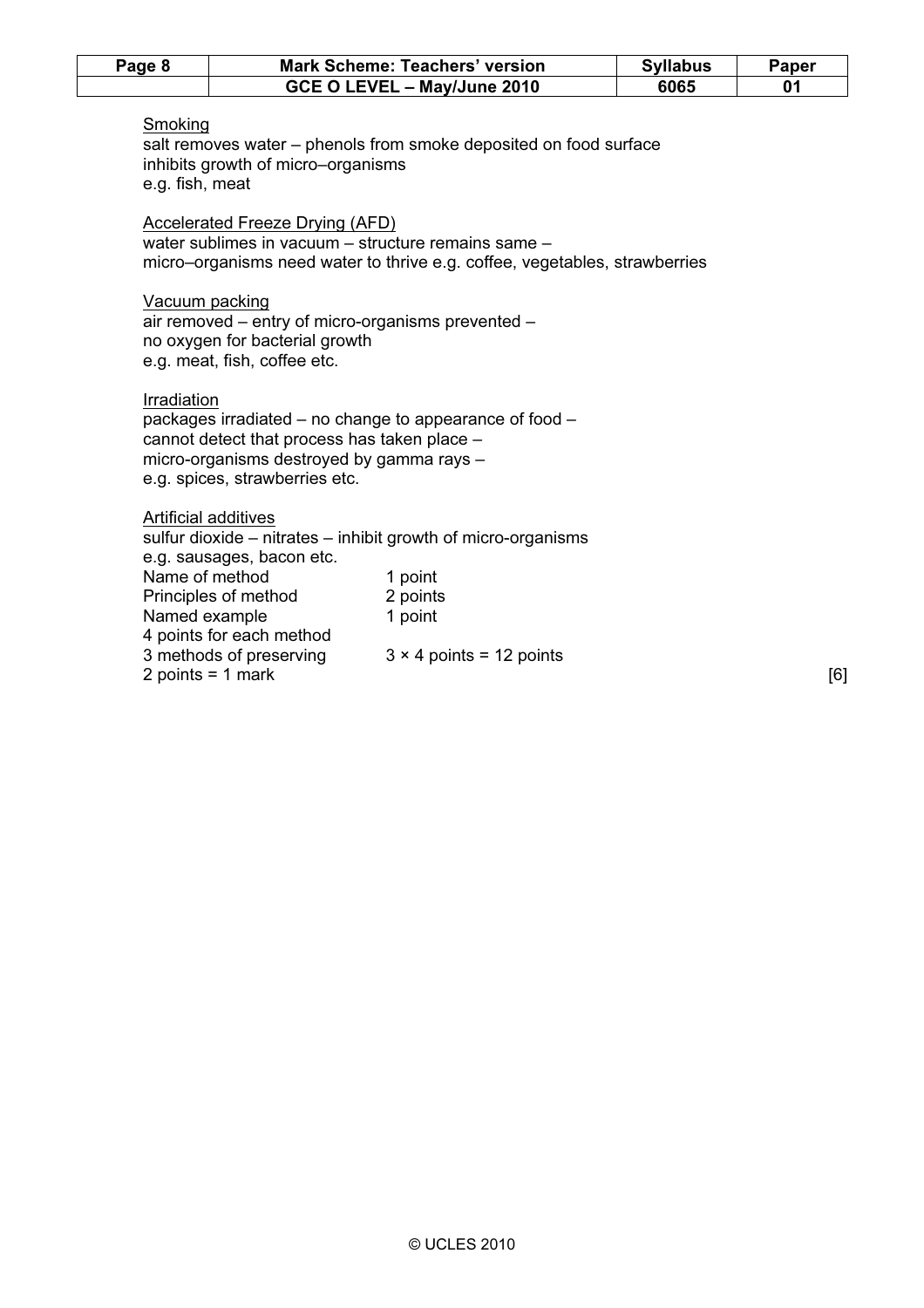Smoking
salt removes water – phenols from smoke deposited on food surface
inhibits growth of micro–organisms
e.g. fish, meat

Accelerated Freeze Drying (AFD)
water sublimes in vacuum – structure remains same –
micro–organisms need water to thrive e.g. coffee, vegetables, strawberries

Vacuum packing
air removed – entry of micro-organisms prevented –
no oxygen for bacterial growth
e.g. meat, fish, coffee etc.

Irradiation
packages irradiated – no change to appearance of food –
cannot detect that process has taken place –
micro-organisms destroyed by gamma rays –
e.g. spices, strawberries etc.

Artificial additives
sulfur dioxide – nitrates – inhibit growth of micro-organisms
e.g. sausages, bacon etc.

| | |
|---|---|
| Name of method | 1 point |
| Principles of method | 2 points |
| Named example | 1 point |
| 4 points for each method | |
| 3 methods of preserving | 3 × 4 points = 12 points |
| 2 points = 1 mark | |

[6]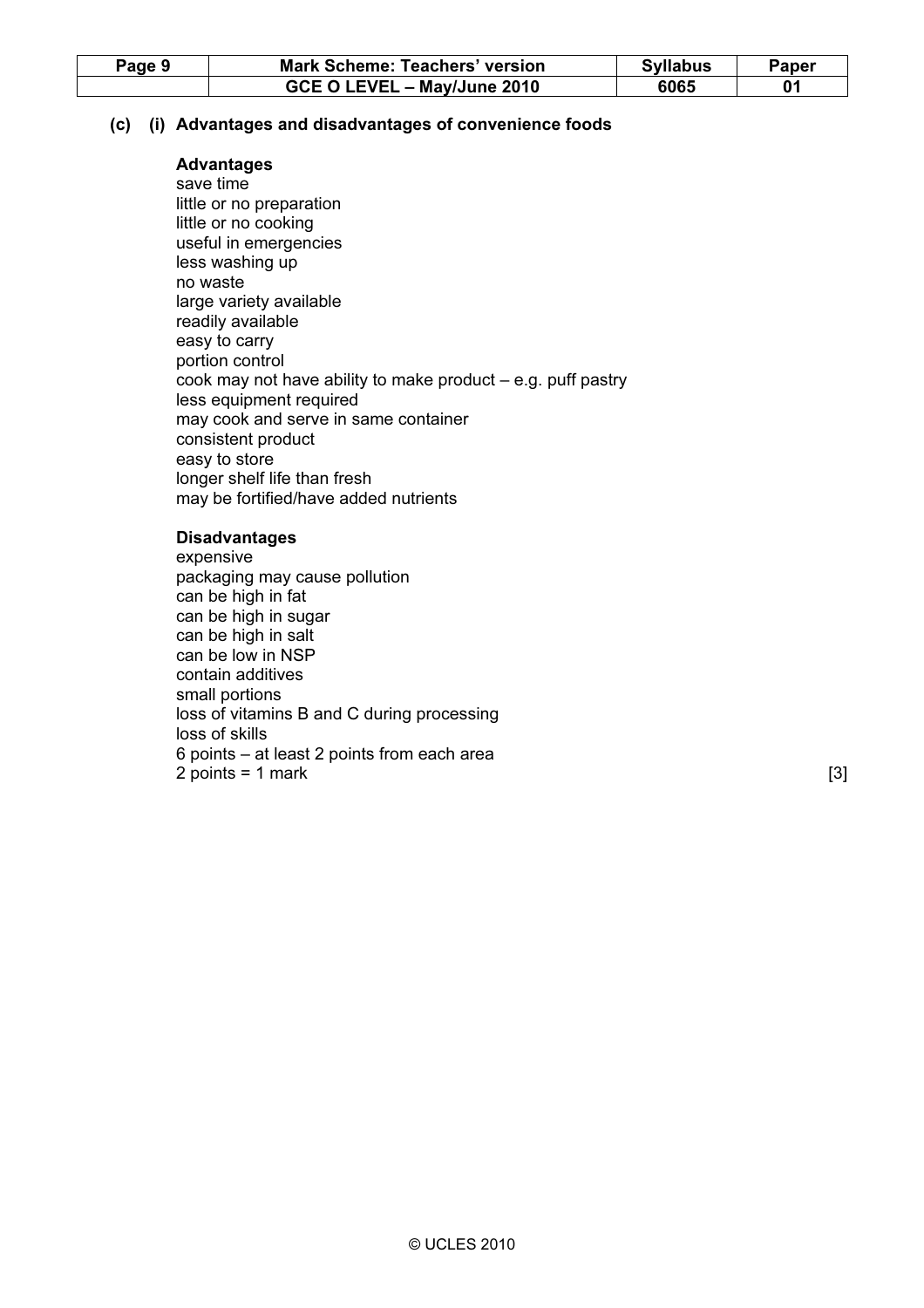**(c) (i) Advantages and disadvantages of convenience foods**

**Advantages**

save time
little or no preparation
little or no cooking
useful in emergencies
less washing up
no waste
large variety available
readily available
easy to carry
portion control
cook may not have ability to make product – e.g. puff pastry
less equipment required
may cook and serve in same container
consistent product
easy to store
longer shelf life than fresh
may be fortified/have added nutrients

**Disadvantages**

expensive
packaging may cause pollution
can be high in fat
can be high in sugar
can be high in salt
can be low in NSP
contain additives
small portions
loss of vitamins B and C during processing
loss of skills
6 points – at least 2 points from each area
2 points = 1 mark [3]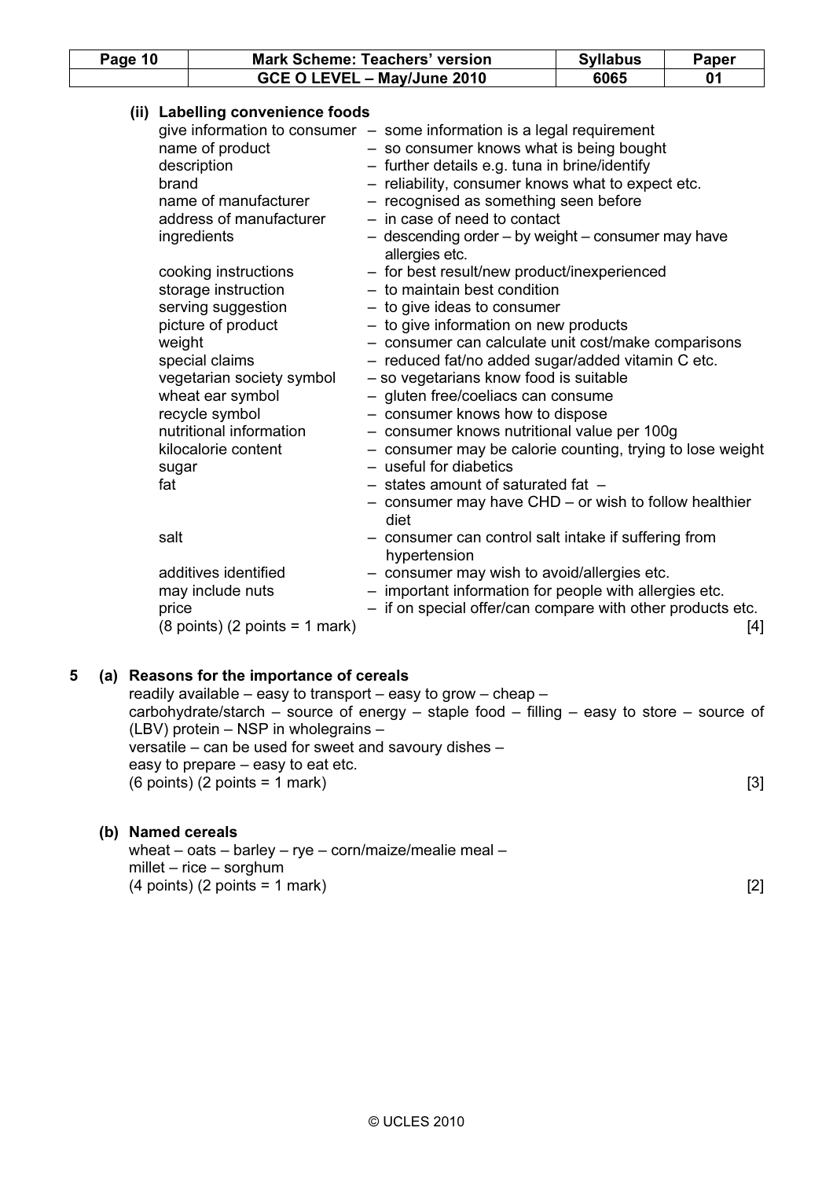**(ii) Labelling convenience foods**

| | |
|---|---|
| give information to consumer | – some information is a legal requirement |
| name of product | – so consumer knows what is being bought |
| description | – further details e.g. tuna in brine/identify |
| brand | – reliability, consumer knows what to expect etc. |
| name of manufacturer | – recognised as something seen before |
| address of manufacturer | – in case of need to contact |
| ingredients | – descending order – by weight – consumer may have allergies etc. |
| cooking instructions | – for best result/new product/inexperienced |
| storage instruction | – to maintain best condition |
| serving suggestion | – to give ideas to consumer |
| picture of product | – to give information on new products |
| weight | – consumer can calculate unit cost/make comparisons |
| special claims | – reduced fat/no added sugar/added vitamin C etc. |
| vegetarian society symbol | – so vegetarians know food is suitable |
| wheat ear symbol | – gluten free/coeliacs can consume |
| recycle symbol | – consumer knows how to dispose |
| nutritional information | – consumer knows nutritional value per 100g |
| kilocalorie content | – consumer may be calorie counting, trying to lose weight |
| sugar | – useful for diabetics |
| fat | – states amount of saturated fat – – consumer may have CHD – or wish to follow healthier diet |
| salt | – consumer can control salt intake if suffering from hypertension |
| additives identified | – consumer may wish to avoid/allergies etc. |
| may include nuts | – important information for people with allergies etc. |
| price | – if on special offer/can compare with other products etc. |

(8 points) (2 points = 1 mark) [4]

**5 (a) Reasons for the importance of cereals**

readily available – easy to transport – easy to grow – cheap –
carbohydrate/starch – source of energy – staple food – filling – easy to store – source of (LBV) protein – NSP in wholegrains –
versatile – can be used for sweet and savoury dishes –
easy to prepare – easy to eat etc.
(6 points) (2 points = 1 mark) [3]

**(b) Named cereals**

wheat – oats – barley – rye – corn/maize/mealie meal –
millet – rice – sorghum
(4 points) (2 points = 1 mark) [2]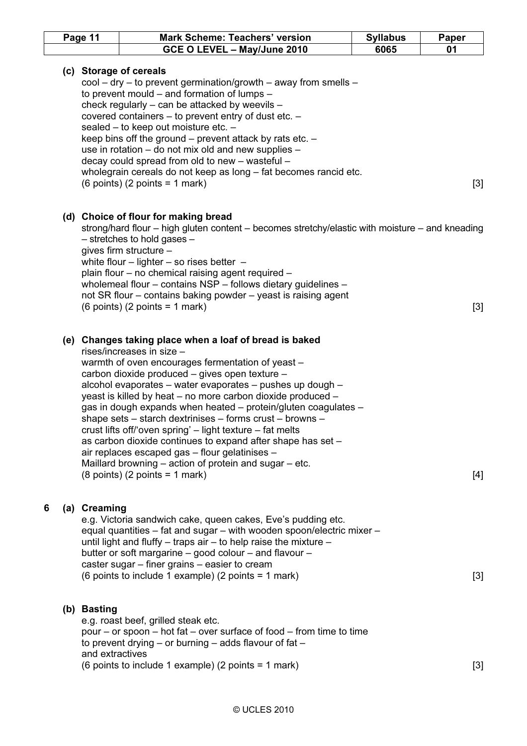**(c) Storage of cereals**

cool – dry – to prevent germination/growth – away from smells –
to prevent mould – and formation of lumps –
check regularly – can be attacked by weevils –
covered containers – to prevent entry of dust etc. –
sealed – to keep out moisture etc. –
keep bins off the ground – prevent attack by rats etc. –
use in rotation – do not mix old and new supplies –
decay could spread from old to new – wasteful –
wholegrain cereals do not keep as long – fat becomes rancid etc.
(6 points) (2 points = 1 mark) [3]

**(d) Choice of flour for making bread**

strong/hard flour – high gluten content – becomes stretchy/elastic with moisture – and kneading – stretches to hold gases –
gives firm structure –
white flour – lighter – so rises better –
plain flour – no chemical raising agent required –
wholemeal flour – contains NSP – follows dietary guidelines –
not SR flour – contains baking powder – yeast is raising agent
(6 points) (2 points = 1 mark) [3]

**(e) Changes taking place when a loaf of bread is baked**

rises/increases in size –
warmth of oven encourages fermentation of yeast –
carbon dioxide produced – gives open texture –
alcohol evaporates – water evaporates – pushes up dough –
yeast is killed by heat – no more carbon dioxide produced –
gas in dough expands when heated – protein/gluten coagulates –
shape sets – starch dextrinises – forms crust – browns –
crust lifts off/'oven spring' – light texture – fat melts
as carbon dioxide continues to expand after shape has set –
air replaces escaped gas – flour gelatinises –
Maillard browning – action of protein and sugar – etc.
(8 points) (2 points = 1 mark) [4]

**6 (a) Creaming**

e.g. Victoria sandwich cake, queen cakes, Eve's pudding etc.
equal quantities – fat and sugar – with wooden spoon/electric mixer –
until light and fluffy – traps air – to help raise the mixture –
butter or soft margarine – good colour – and flavour –
caster sugar – finer grains – easier to cream
(6 points to include 1 example) (2 points = 1 mark) [3]

**(b) Basting**

e.g. roast beef, grilled steak etc.
pour – or spoon – hot fat – over surface of food – from time to time
to prevent drying – or burning – adds flavour of fat –
and extractives
(6 points to include 1 example) (2 points = 1 mark) [3]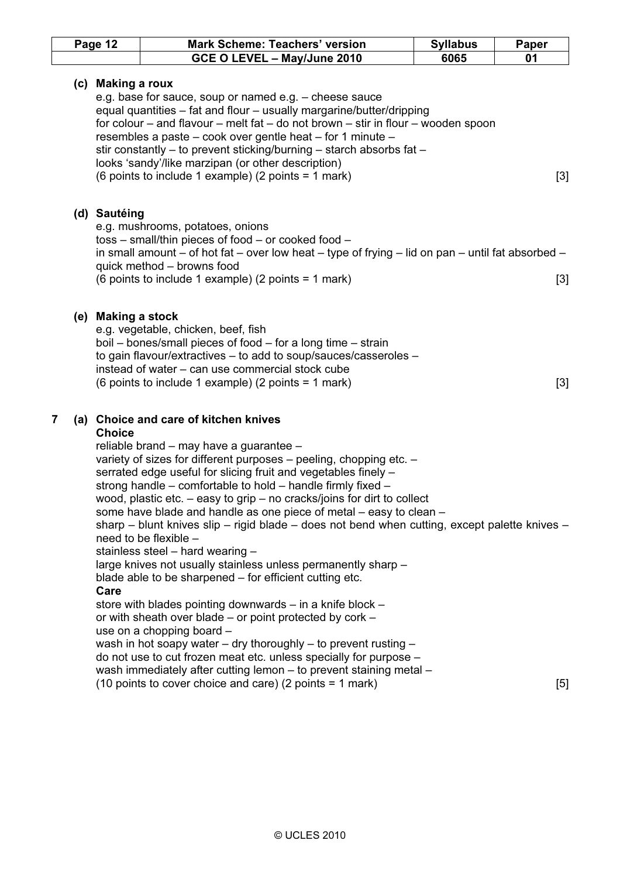**(c) Making a roux**

e.g. base for sauce, soup or named e.g. – cheese sauce
equal quantities – fat and flour – usually margarine/butter/dripping
for colour – and flavour – melt fat – do not brown – stir in flour – wooden spoon
resembles a paste – cook over gentle heat – for 1 minute –
stir constantly – to prevent sticking/burning – starch absorbs fat –
looks 'sandy'/like marzipan (or other description)
(6 points to include 1 example) (2 points = 1 mark) [3]

**(d) Sautéing**

e.g. mushrooms, potatoes, onions
toss – small/thin pieces of food – or cooked food –
in small amount – of hot fat – over low heat – type of frying – lid on pan – until fat absorbed – quick method – browns food
(6 points to include 1 example) (2 points = 1 mark) [3]

**(e) Making a stock**

e.g. vegetable, chicken, beef, fish
boil – bones/small pieces of food – for a long time – strain
to gain flavour/extractives – to add to soup/sauces/casseroles –
instead of water – can use commercial stock cube
(6 points to include 1 example) (2 points = 1 mark) [3]

**7 (a) Choice and care of kitchen knives**

**Choice**

reliable brand – may have a guarantee –
variety of sizes for different purposes – peeling, chopping etc. –
serrated edge useful for slicing fruit and vegetables finely –
strong handle – comfortable to hold – handle firmly fixed –
wood, plastic etc. – easy to grip – no cracks/joins for dirt to collect
some have blade and handle as one piece of metal – easy to clean –
sharp – blunt knives slip – rigid blade – does not bend when cutting, except palette knives – need to be flexible –
stainless steel – hard wearing –
large knives not usually stainless unless permanently sharp –
blade able to be sharpened – for efficient cutting etc.

**Care**

store with blades pointing downwards – in a knife block –
or with sheath over blade – or point protected by cork –
use on a chopping board –
wash in hot soapy water – dry thoroughly – to prevent rusting –
do not use to cut frozen meat etc. unless specially for purpose –
wash immediately after cutting lemon – to prevent staining metal –
(10 points to cover choice and care) (2 points = 1 mark) [5]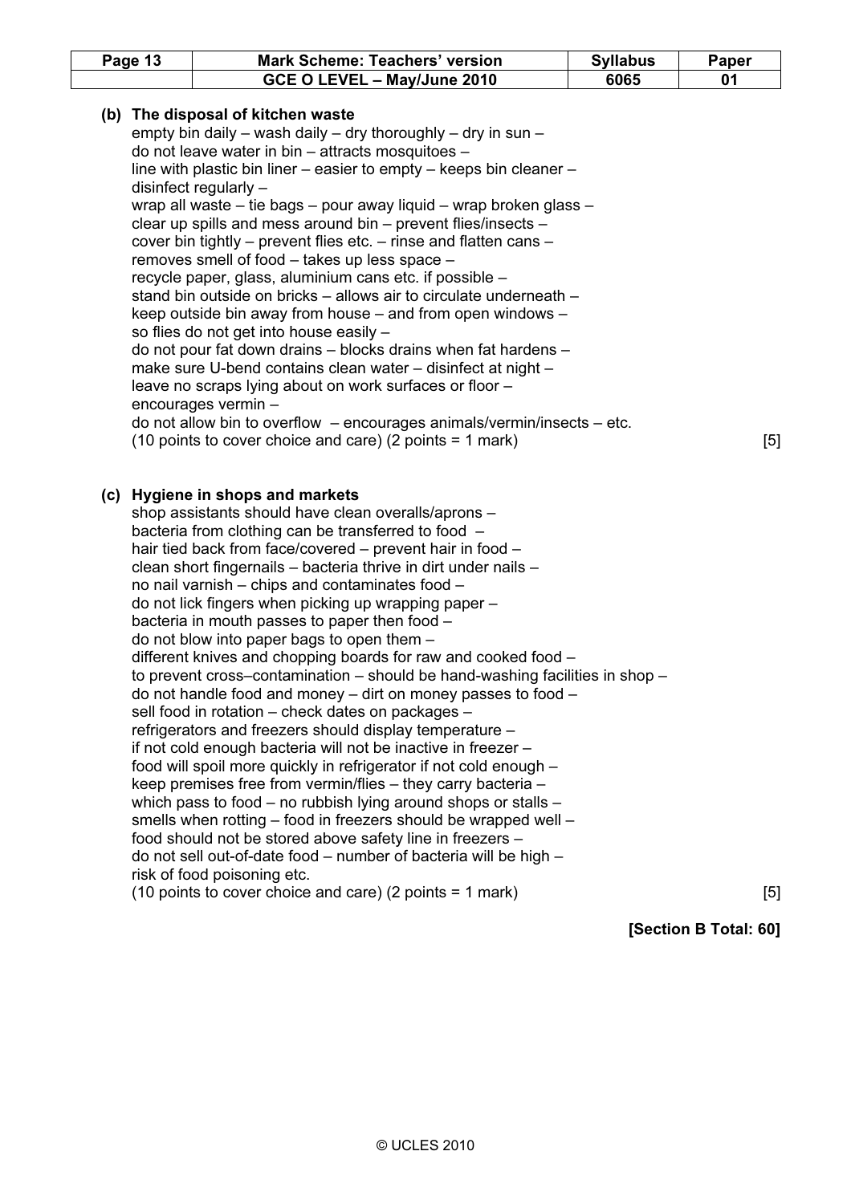**(b) The disposal of kitchen waste**

empty bin daily – wash daily – dry thoroughly – dry in sun –
do not leave water in bin – attracts mosquitoes –
line with plastic bin liner – easier to empty – keeps bin cleaner –
disinfect regularly –
wrap all waste – tie bags – pour away liquid – wrap broken glass –
clear up spills and mess around bin – prevent flies/insects –
cover bin tightly – prevent flies etc. – rinse and flatten cans –
removes smell of food – takes up less space –
recycle paper, glass, aluminium cans etc. if possible –
stand bin outside on bricks – allows air to circulate underneath –
keep outside bin away from house – and from open windows –
so flies do not get into house easily –
do not pour fat down drains – blocks drains when fat hardens –
make sure U-bend contains clean water – disinfect at night –
leave no scraps lying about on work surfaces or floor –
encourages vermin –
do not allow bin to overflow – encourages animals/vermin/insects – etc.
(10 points to cover choice and care) (2 points = 1 mark) [5]

**(c) Hygiene in shops and markets**

shop assistants should have clean overalls/aprons –
bacteria from clothing can be transferred to food –
hair tied back from face/covered – prevent hair in food –
clean short fingernails – bacteria thrive in dirt under nails –
no nail varnish – chips and contaminates food –
do not lick fingers when picking up wrapping paper –
bacteria in mouth passes to paper then food –
do not blow into paper bags to open them –
different knives and chopping boards for raw and cooked food –
to prevent cross–contamination – should be hand-washing facilities in shop –
do not handle food and money – dirt on money passes to food –
sell food in rotation – check dates on packages –
refrigerators and freezers should display temperature –
if not cold enough bacteria will not be inactive in freezer –
food will spoil more quickly in refrigerator if not cold enough –
keep premises free from vermin/flies – they carry bacteria –
which pass to food – no rubbish lying around shops or stalls –
smells when rotting – food in freezers should be wrapped well –
food should not be stored above safety line in freezers –
do not sell out-of-date food – number of bacteria will be high –
risk of food poisoning etc.
(10 points to cover choice and care) (2 points = 1 mark) [5]

**[Section B Total: 60]**